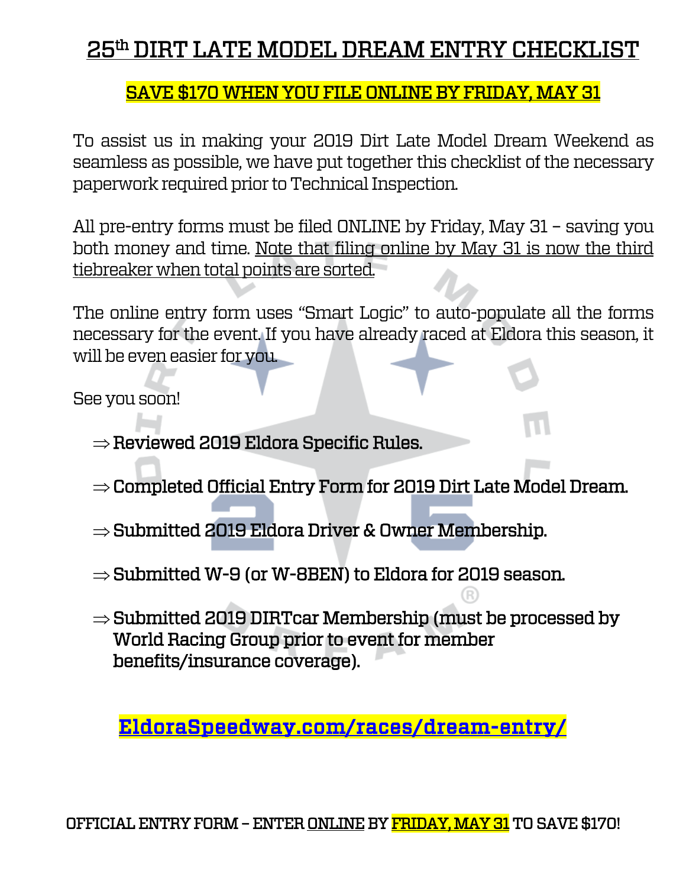# 25th DIRT LATE MODEL DREAM ENTRY CHECKLIST

**SAVE $170 WHEN YOU FILE ONLINE BY FRIDAY, MAY 31**

To assist us in making your 2019 Dirt Late Model Dream Weekend as seamless as possible, we have put together this checklist of the necessary paperwork required prior to Technical Inspection.

All pre-entry forms must be filed ONLINE by Friday, May 31 – saving you both money and time. Note that filing online by May 31 is now the third tiebreaker when total points are sorted.

The online entry form uses "Smart Logic" to auto-populate all the forms necessary for the event. If you have already raced at Eldora this season, it will be even easier for you.

See you soon!

- ⇒ Reviewed 2019 Eldora Specific Rules.
- ⇒ Completed Official Entry Form for 2019 Dirt Late Model Dream.
- ⇒ Submitted 2019 Eldora Driver & Owner Membership.
- ⇒ Submitted W-9 (or W-8BEN) to Eldora for 2019 season.
- ⇒ Submitted 2019 DIRTcar Membership (must be processed by World Racing Group prior to event for member benefits/insurance coverage).

**EldoraSpeedway.com/races/dream-entry/**

OFFICIAL ENTRY FORM – ENTER ONLINE BY FRIDAY, MAY 31 TO SAVE $170!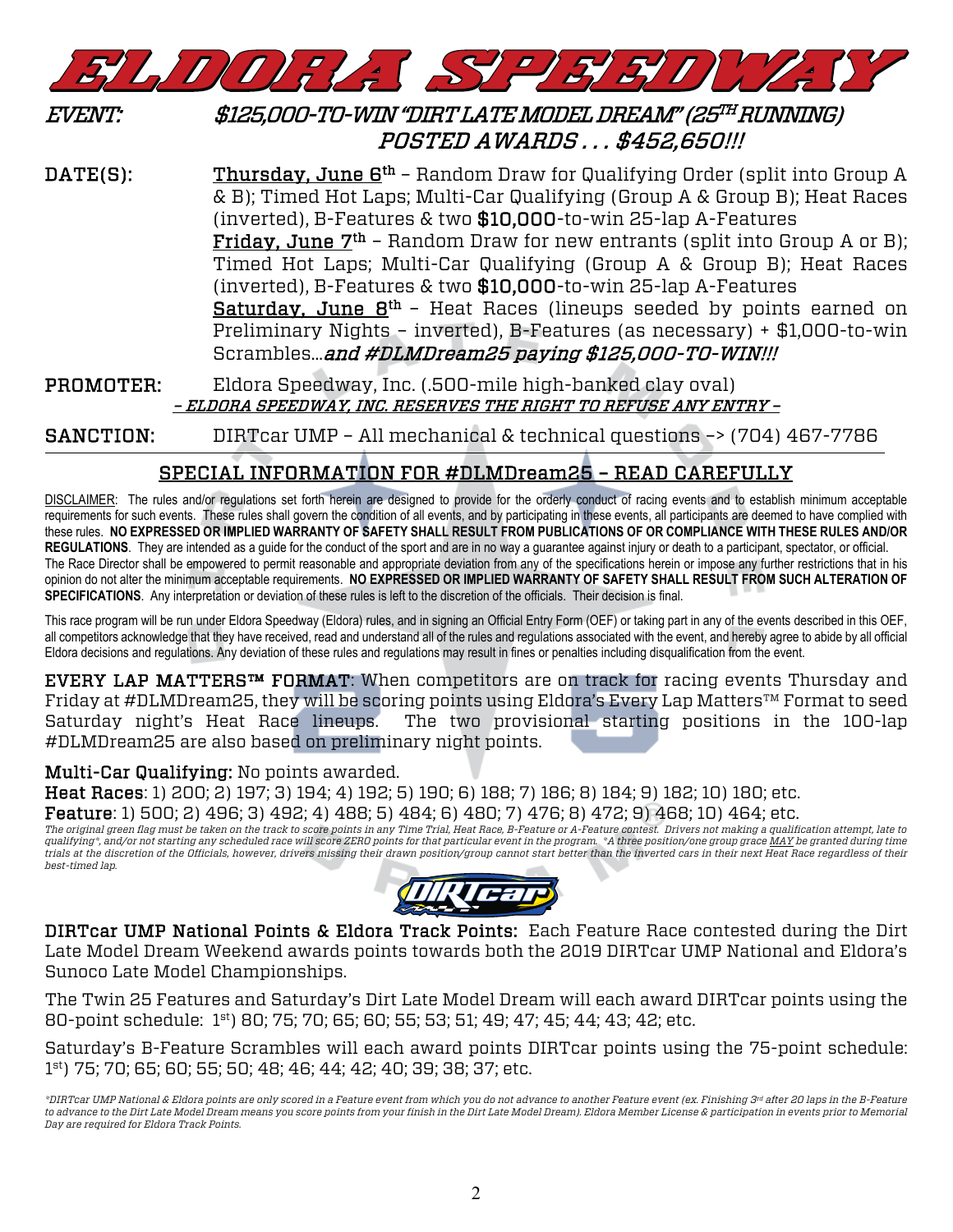# ELDORA SPEEDWAY

**EVENT:** ***$125,000-TO-WIN "DIRT LATE MODEL DREAM" (25TH RUNNING)***
***POSTED AWARDS . . . $452,650!!!***

**DATE(S):** **Thursday, June 6th** – Random Draw for Qualifying Order (split into Group A & B); Timed Hot Laps; Multi-Car Qualifying (Group A & Group B); Heat Races (inverted), B-Features & two **$10,000**-to-win 25-lap A-Features
**Friday, June 7th** – Random Draw for new entrants (split into Group A or B); Timed Hot Laps; Multi-Car Qualifying (Group A & Group B); Heat Races (inverted), B-Features & two **$10,000**-to-win 25-lap A-Features
**Saturday, June 8th** – Heat Races (lineups seeded by points earned on Preliminary Nights – inverted), B-Features (as necessary) + $1,000-to-win Scrambles…***and #DLMDream25 paying $125,000-TO-WIN!!!***

**PROMOTER:** Eldora Speedway, Inc. (.500-mile high-banked clay oval)
***– ELDORA SPEEDWAY, INC. RESERVES THE RIGHT TO REFUSE ANY ENTRY –***

**SANCTION:** DIRTcar UMP – All mechanical & technical questions –> (704) 467-7786

## SPECIAL INFORMATION FOR #DLMDream25 – READ CAREFULLY

DISCLAIMER: The rules and/or regulations set forth herein are designed to provide for the orderly conduct of racing events and to establish minimum acceptable requirements for such events. These rules shall govern the condition of all events, and by participating in these events, all participants are deemed to have complied with these rules. **NO EXPRESSED OR IMPLIED WARRANTY OF SAFETY SHALL RESULT FROM PUBLICATIONS OF OR COMPLIANCE WITH THESE RULES AND/OR REGULATIONS**. They are intended as a guide for the conduct of the sport and are in no way a guarantee against injury or death to a participant, spectator, or official. The Race Director shall be empowered to permit reasonable and appropriate deviation from any of the specifications herein or impose any further restrictions that in his opinion do not alter the minimum acceptable requirements. **NO EXPRESSED OR IMPLIED WARRANTY OF SAFETY SHALL RESULT FROM SUCH ALTERATION OF SPECIFICATIONS**. Any interpretation or deviation of these rules is left to the discretion of the officials. Their decision is final.

This race program will be run under Eldora Speedway (Eldora) rules, and in signing an Official Entry Form (OEF) or taking part in any of the events described in this OEF, all competitors acknowledge that they have received, read and understand all of the rules and regulations associated with the event, and hereby agree to abide by all official Eldora decisions and regulations. Any deviation of these rules and regulations may result in fines or penalties including disqualification from the event.

**EVERY LAP MATTERS™ FORMAT**: When competitors are on track for racing events Thursday and Friday at #DLMDream25, they will be scoring points using Eldora's Every Lap Matters™ Format to seed Saturday night's Heat Race lineups. The two provisional starting positions in the 100-lap #DLMDream25 are also based on preliminary night points.

**Multi-Car Qualifying:** No points awarded.
**Heat Races**: 1) 200; 2) 197; 3) 194; 4) 192; 5) 190; 6) 188; 7) 186; 8) 184; 9) 182; 10) 180; etc.
**Feature**: 1) 500; 2) 496; 3) 492; 4) 488; 5) 484; 6) 480; 7) 476; 8) 472; 9) 468; 10) 464; etc.
*The original green flag must be taken on the track to score points in any Time Trial, Heat Race, B-Feature or A-Feature contest. Drivers not making a qualification attempt, late to qualifying\*, and/or not starting any scheduled race will score ZERO points for that particular event in the program. \*A three position/one group grace MAY be granted during time trials at the discretion of the Officials, however, drivers missing their drawn position/group cannot start better than the inverted cars in their next Heat Race regardless of their best-timed lap.*

**DIRTcar UMP National Points & Eldora Track Points:** Each Feature Race contested during the Dirt Late Model Dream Weekend awards points towards both the 2019 DIRTcar UMP National and Eldora's Sunoco Late Model Championships.

The Twin 25 Features and Saturday's Dirt Late Model Dream will each award DIRTcar points using the 80-point schedule: 1st) 80; 75; 70; 65; 60; 55; 53; 51; 49; 47; 45; 44; 43; 42; etc.

Saturday's B-Feature Scrambles will each award points DIRTcar points using the 75-point schedule: 1st) 75; 70; 65; 60; 55; 50; 48; 46; 44; 42; 40; 39; 38; 37; etc.

*\*DIRTcar UMP National & Eldora points are only scored in a Feature event from which you do not advance to another Feature event (ex. Finishing 3rd after 20 laps in the B-Feature to advance to the Dirt Late Model Dream means you score points from your finish in the Dirt Late Model Dream). Eldora Member License & participation in events prior to Memorial Day are required for Eldora Track Points.*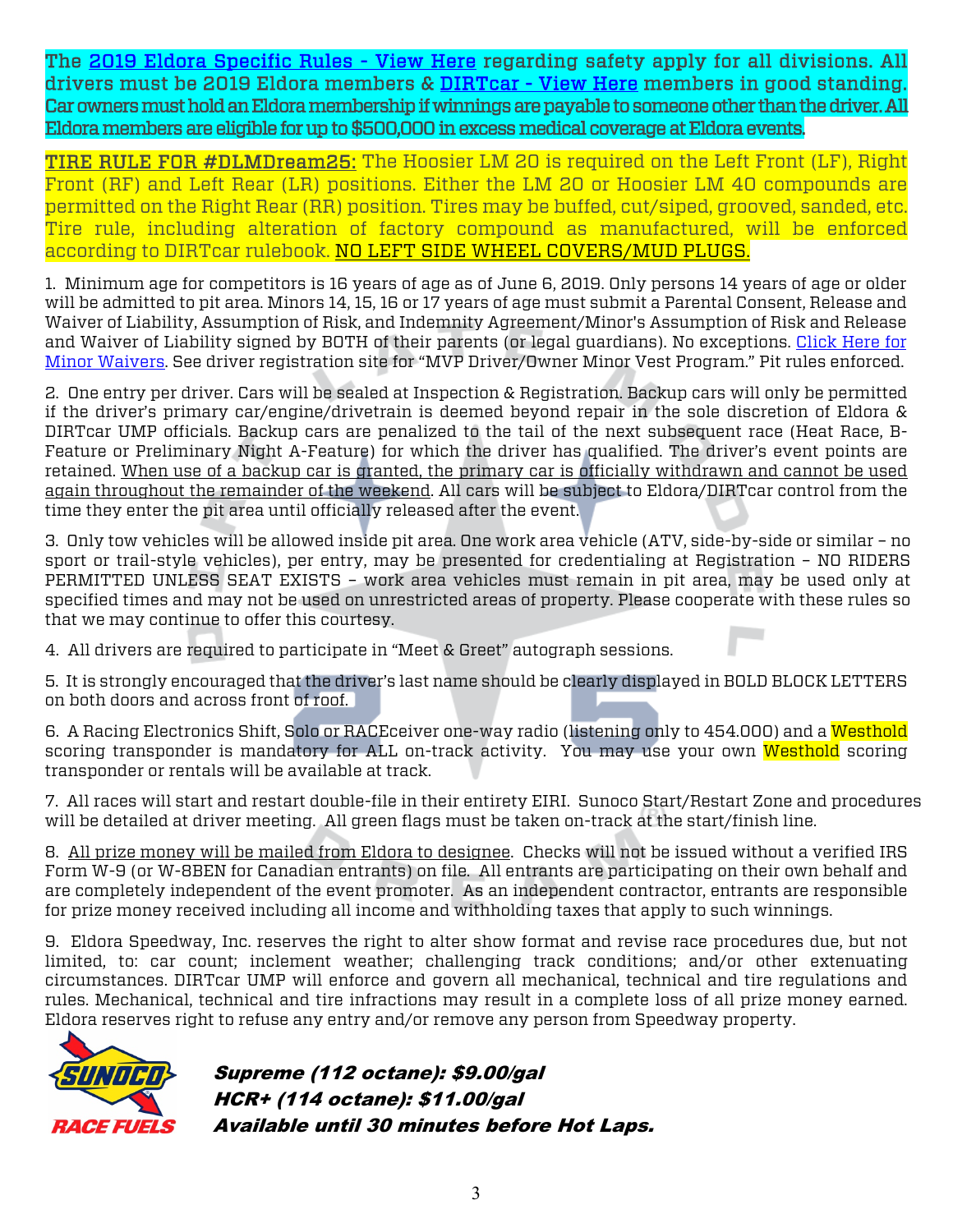The 2019 Eldora Specific Rules - View Here regarding safety apply for all divisions. All drivers must be 2019 Eldora members & DIRTcar - View Here members in good standing. Car owners must hold an Eldora membership if winnings are payable to someone other than the driver. All Eldora members are eligible for up to $500,000 in excess medical coverage at Eldora events.

TIRE RULE FOR #DLMDream25: The Hoosier LM 20 is required on the Left Front (LF), Right Front (RF) and Left Rear (LR) positions. Either the LM 20 or Hoosier LM 40 compounds are permitted on the Right Rear (RR) position. Tires may be buffed, cut/siped, grooved, sanded, etc. Tire rule, including alteration of factory compound as manufactured, will be enforced according to DIRTcar rulebook. NO LEFT SIDE WHEEL COVERS/MUD PLUGS.

1. Minimum age for competitors is 16 years of age as of June 6, 2019. Only persons 14 years of age or older will be admitted to pit area. Minors 14, 15, 16 or 17 years of age must submit a Parental Consent, Release and Waiver of Liability, Assumption of Risk, and Indemnity Agreement/Minor's Assumption of Risk and Release and Waiver of Liability signed by BOTH of their parents (or legal guardians). No exceptions. Click Here for Minor Waivers. See driver registration site for "MVP Driver/Owner Minor Vest Program." Pit rules enforced.

2. One entry per driver. Cars will be sealed at Inspection & Registration. Backup cars will only be permitted if the driver's primary car/engine/drivetrain is deemed beyond repair in the sole discretion of Eldora & DIRTcar UMP officials. Backup cars are penalized to the tail of the next subsequent race (Heat Race, B-Feature or Preliminary Night A-Feature) for which the driver has qualified. The driver's event points are retained. When use of a backup car is granted, the primary car is officially withdrawn and cannot be used again throughout the remainder of the weekend. All cars will be subject to Eldora/DIRTcar control from the time they enter the pit area until officially released after the event.

3. Only tow vehicles will be allowed inside pit area. One work area vehicle (ATV, side-by-side or similar – no sport or trail-style vehicles), per entry, may be presented for credentialing at Registration – NO RIDERS PERMITTED UNLESS SEAT EXISTS – work area vehicles must remain in pit area, may be used only at specified times and may not be used on unrestricted areas of property. Please cooperate with these rules so that we may continue to offer this courtesy.

4. All drivers are required to participate in "Meet & Greet" autograph sessions.

5. It is strongly encouraged that the driver's last name should be clearly displayed in BOLD BLOCK LETTERS on both doors and across front of roof.

6. A Racing Electronics Shift, Solo or RACEceiver one-way radio (listening only to 454.000) and a Westhold scoring transponder is mandatory for ALL on-track activity. You may use your own Westhold scoring transponder or rentals will be available at track.

7. All races will start and restart double-file in their entirety EIRI. Sunoco Start/Restart Zone and procedures will be detailed at driver meeting. All green flags must be taken on-track at the start/finish line.

8. All prize money will be mailed from Eldora to designee. Checks will not be issued without a verified IRS Form W-9 (or W-8BEN for Canadian entrants) on file. All entrants are participating on their own behalf and are completely independent of the event promoter. As an independent contractor, entrants are responsible for prize money received including all income and withholding taxes that apply to such winnings.

9. Eldora Speedway, Inc. reserves the right to alter show format and revise race procedures due, but not limited, to: car count; inclement weather; challenging track conditions; and/or other extenuating circumstances. DIRTcar UMP will enforce and govern all mechanical, technical and tire regulations and rules. Mechanical, technical and tire infractions may result in a complete loss of all prize money earned. Eldora reserves right to refuse any entry and/or remove any person from Speedway property.

SUNOCO RACE FUELS

***Supreme (112 octane): $9.00/gal***
***HCR+ (114 octane): $11.00/gal***
***Available until 30 minutes before Hot Laps.***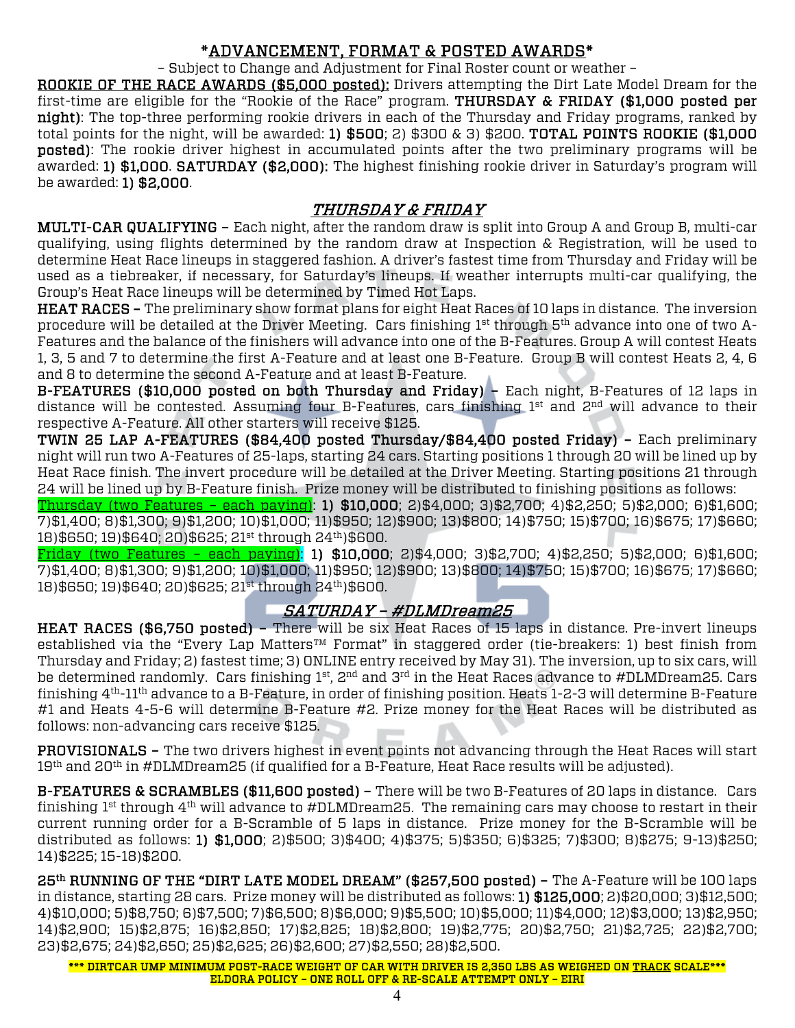# *ADVANCEMENT, FORMAT & POSTED AWARDS*

– Subject to Change and Adjustment for Final Roster count or weather –

**ROOKIE OF THE RACE AWARDS ($5,000 posted):** Drivers attempting the Dirt Late Model Dream for the first-time are eligible for the "Rookie of the Race" program. **THURSDAY & FRIDAY ($1,000 posted per night)**: The top-three performing rookie drivers in each of the Thursday and Friday programs, ranked by total points for the night, will be awarded: **1) $500**; 2) $300 & 3) $200. **TOTAL POINTS ROOKIE ($1,000 posted)**: The rookie driver highest in accumulated points after the two preliminary programs will be awarded: **1) $1,000**. **SATURDAY ($2,000):** The highest finishing rookie driver in Saturday's program will be awarded: **1) $2,000**.

## *THURSDAY & FRIDAY*

**MULTI-CAR QUALIFYING –** Each night, after the random draw is split into Group A and Group B, multi-car qualifying, using flights determined by the random draw at Inspection & Registration, will be used to determine Heat Race lineups in staggered fashion. A driver's fastest time from Thursday and Friday will be used as a tiebreaker, if necessary, for Saturday's lineups. If weather interrupts multi-car qualifying, the Group's Heat Race lineups will be determined by Timed Hot Laps.

**HEAT RACES –** The preliminary show format plans for eight Heat Races of 10 laps in distance. The inversion procedure will be detailed at the Driver Meeting. Cars finishing 1st through 5th advance into one of two A-Features and the balance of the finishers will advance into one of the B-Features. Group A will contest Heats 1, 3, 5 and 7 to determine the first A-Feature and at least one B-Feature. Group B will contest Heats 2, 4, 6 and 8 to determine the second A-Feature and at least B-Feature.

**B-FEATURES ($10,000 posted on both Thursday and Friday) –** Each night, B-Features of 12 laps in distance will be contested. Assuming four B-Features, cars finishing 1st and 2nd will advance to their respective A-Feature. All other starters will receive $125.

**TWIN 25 LAP A-FEATURES ($84,400 posted Thursday/$84,400 posted Friday) –** Each preliminary night will run two A-Features of 25-laps, starting 24 cars. Starting positions 1 through 20 will be lined up by Heat Race finish. The invert procedure will be detailed at the Driver Meeting. Starting positions 21 through 24 will be lined up by B-Feature finish. Prize money will be distributed to finishing positions as follows:

Thursday (two Features – each paying): **1) $10,000**; 2)$4,000; 3)$2,700; 4)$2,250; 5)$2,000; 6)$1,600; 7)$1,400; 8)$1,300; 9)$1,200; 10)$1,000; 11)$950; 12)$900; 13)$800; 14)$750; 15)$700; 16)$675; 17)$660; 18)$650; 19)$640; 20)$625; 21st through 24th)$600.

Friday (two Features – each paying): **1) $10,000**; 2)$4,000; 3)$2,700; 4)$2,250; 5)$2,000; 6)$1,600; 7)$1,400; 8)$1,300; 9)$1,200; 10)$1,000; 11)$950; 12)$900; 13)$800; 14)$750; 15)$700; 16)$675; 17)$660; 18)$650; 19)$640; 20)$625; 21st through 24th)$600.

## *SATURDAY – #DLMDream25*

**HEAT RACES ($6,750 posted) –** There will be six Heat Races of 15 laps in distance. Pre-invert lineups established via the "Every Lap Matters™ Format" in staggered order (tie-breakers: 1) best finish from Thursday and Friday; 2) fastest time; 3) ONLINE entry received by May 31). The inversion, up to six cars, will be determined randomly. Cars finishing 1st, 2nd and 3rd in the Heat Races advance to #DLMDream25. Cars finishing 4th-11th advance to a B-Feature, in order of finishing position. Heats 1-2-3 will determine B-Feature #1 and Heats 4-5-6 will determine B-Feature #2. Prize money for the Heat Races will be distributed as follows: non-advancing cars receive $125.

**PROVISIONALS –** The two drivers highest in event points not advancing through the Heat Races will start 19th and 20th in #DLMDream25 (if qualified for a B-Feature, Heat Race results will be adjusted).

**B-FEATURES & SCRAMBLES ($11,600 posted) –** There will be two B-Features of 20 laps in distance. Cars finishing 1st through 4th will advance to #DLMDream25. The remaining cars may choose to restart in their current running order for a B-Scramble of 5 laps in distance. Prize money for the B-Scramble will be distributed as follows: **1) $1,000**; 2)$500; 3)$400; 4)$375; 5)$350; 6)$325; 7)$300; 8)$275; 9-13)$250; 14)$225; 15-18)$200.

**25th RUNNING OF THE "DIRT LATE MODEL DREAM" ($257,500 posted) –** The A-Feature will be 100 laps in distance, starting 28 cars. Prize money will be distributed as follows: **1) $125,000**; 2)$20,000; 3)$12,500; 4)$10,000; 5)$8,750; 6)$7,500; 7)$6,500; 8)$6,000; 9)$5,500; 10)$5,000; 11)$4,000; 12)$3,000; 13)$2,950; 14)$2,900; 15)$2,875; 16)$2,850; 17)$2,825; 18)$2,800; 19)$2,775; 20)$2,750; 21)$2,725; 22)$2,700; 23)$2,675; 24)$2,650; 25)$2,625; 26)$2,600; 27)$2,550; 28)$2,500.

**\*\*\* DIRTCAR UMP MINIMUM POST-RACE WEIGHT OF CAR WITH DRIVER IS 2,350 LBS AS WEIGHED ON TRACK SCALE\*\*\***
**ELDORA POLICY – ONE ROLL OFF & RE-SCALE ATTEMPT ONLY – EIRI**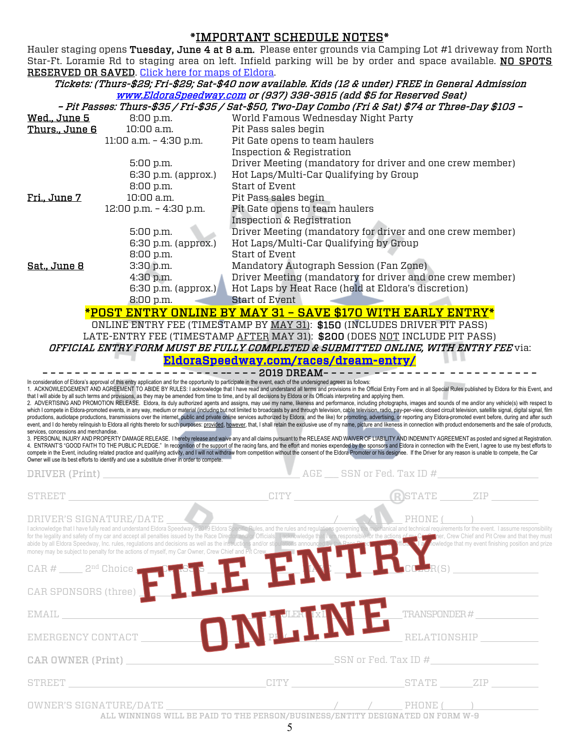# *IMPORTANT SCHEDULE NOTES*

Hauler staging opens **Tuesday, June 4 at 8 a.m.** Please enter grounds via Camping Lot #1 driveway from North Star-Ft. Loramie Rd to staging area on left. Infield parking will be by order and space available. **NO SPOTS RESERVED OR SAVED**. Click here for maps of Eldora.

***Tickets: (Thurs-$29; Fri-$29; Sat-$40 now available. Kids (12 & under) FREE in General Admission***
***www.EldoraSpeedway.com or (937) 338-3815 (add $5 for Reserved Seat)***

***– Pit Passes: Thurs-$35 / Fri-$35 / Sat-$50, Two-Day Combo (Fri & Sat) $74 or Three-Day $103 –***

| | | |
|---|---|---|
| **Wed., June 5** | 8:00 p.m. | World Famous Wednesday Night Party |
| **Thurs., June 6** | 10:00 a.m. | Pit Pass sales begin |
| | 11:00 a.m. – 4:30 p.m. | Pit Gate opens to team haulers |
| | | Inspection & Registration |
| | 5:00 p.m. | Driver Meeting (mandatory for driver and one crew member) |
| | 6:30 p.m. (approx.) | Hot Laps/Multi-Car Qualifying by Group |
| | 8:00 p.m. | Start of Event |
| **Fri., June 7** | 10:00 a.m. | Pit Pass sales begin |
| | 12:00 p.m. – 4:30 p.m. | Pit Gate opens to team haulers |
| | | Inspection & Registration |
| | 5:00 p.m. | Driver Meeting (mandatory for driver and one crew member) |
| | 6:30 p.m. (approx.) | Hot Laps/Multi-Car Qualifying by Group |
| | 8:00 p.m. | Start of Event |
| **Sat., June 8** | 3:30 p.m. | Mandatory Autograph Session (Fan Zone) |
| | 4:30 p.m. | Driver Meeting (mandatory for driver and one crew member) |
| | 6:30 p.m. (approx.) | Hot Laps by Heat Race (held at Eldora's discretion) |
| | 8:00 p.m. | Start of Event |

**\*POST ENTRY ONLINE BY MAY 31 – SAVE $170 WITH EARLY ENTRY\***

ONLINE ENTRY FEE (TIMESTAMP BY MAY 31): **$150** (INCLUDES DRIVER PIT PASS)

LATE-ENTRY FEE (TIMESTAMP AFTER MAY 31): **$200** (DOES NOT INCLUDE PIT PASS)

***OFFICIAL ENTRY FORM MUST BE FULLY COMPLETED & SUBMITTED ONLINE, WITH ENTRY FEE*** via:

**EldoraSpeedway.com/races/dream-entry/**

– – – – – – – – – – – – – – – – – – – – – – – – – – 2019 DREAM – – – – – – – – – – – – – – – – – – – – – – – – – –

In consideration of Eldora's approval of this entry application and for the opportunity to participate in the event, each of the undersigned agrees as follows:

1. ACKNOWLEDGEMENT AND AGREEMENT TO ABIDE BY RULES: I acknowledge that I have read and understand all terms and provisions in the Official Entry Form and in all Special Rules published by Eldora for this Event, and that I will abide by all such terms and provisions, as they may be amended from time to time, and all decisions by Eldora or its Officials interpreting and applying them.
2. ADVERTISING AND PROMOTION RELEASE. Eldora, its duly authorized agents and assigns, may use my name, likeness and performance, including photographs, images and sounds of me and/or any vehicle(s) with respect to which I compete in Eldora-promoted events, in any way, medium or material (including but not limited to broadcasts by and through television, cable television, radio, pay-per-view, closed circuit television, satellite signal, digital signal, film productions, audiotape productions, transmissions over the internet, public and private online services authorized by Eldora, and the like) for promoting, advertising, or reporting any Eldora-promoted event before, during and after such event, and I do hereby relinquish to Eldora all rights thereto for such purposes: provided, however, that, I shall retain the exclusive use of my name, picture and likeness in connection with product endorsements and the sale of products, services, concessions and merchandise.
3. PERSONAL INJURY AND PROPERTY DAMAGE RELEASE. I hereby release and waive any and all claims pursuant to the RELEASE AND WAIVER OF LIABILITY AND INDEMNITY AGREEMENT as posted and signed at Registration.
4. ENTRANT'S "GOOD FAITH TO THE PUBLIC PLEDGE." In recognition of the support of the racing fans, and the effort and monies expended by the sponsors and Eldora in connection with the Event, I agree to use my best efforts to compete in the Event, including related practice and qualifying activity, and I will not withdraw from competition without the consent of the Eldora Promoter or his designee. If the Driver for any reason is unable to compete, the Car Owner will use its best efforts to identify and use a substitute driver in order to compete.

DRIVER (Print) ______________________ AGE ___ SSN or Fed. Tax ID # ______________

STREET ______________________ CITY ______________ STATE ______ ZIP ______

DRIVER'S SIGNATURE/DATE ______________ / / ______ PHONE ( ) ______________

I acknowledge that I have fully read and understand Eldora Speedway's 2019 Eldora Specific Rules, and the rules and regulations governing the mechanical and technical requirements for the event. I assume responsibility for the legality and safety of my car and accept all penalties issued by the Race Director and/or Officials. I acknowledge that I am responsible for the actions of my Car Owner, Crew Chief and Pit Crew and that they must abide by all Eldora Speedway, Inc. rules, regulations and decisions as well as the instructions and/or stipulations announced by the Race Director and/or Officials. I acknowledge that my event finishing position and prize money may be subject to penalty for the actions of myself, my Car Owner, Crew Chief and Pit Crew.

CAR # _____ 2nd Choice _____ CHASSIS ______________ ENGINE ______________ COLOR(S) ______________

CAR SPONSORS (three) ______________________________________________

EMAIL ______________________ HAULER LxH ______________ TRANSPONDER # ______________

EMERGENCY CONTACT ______________________ PHONE ______________ RELATIONSHIP ______________

CAR OWNER (Print) ______________________ SSN or Fed. Tax ID # ______________

STREET ______________________ CITY ______________ STATE ______ ZIP ______

OWNER'S SIGNATURE/DATE ______________ / / ______ PHONE ( ) ______________

ALL WINNINGS WILL BE PAID TO THE PERSON/BUSINESS/ENTITY DESIGNATED ON FORM W-9

FILE ENTRY ONLINE